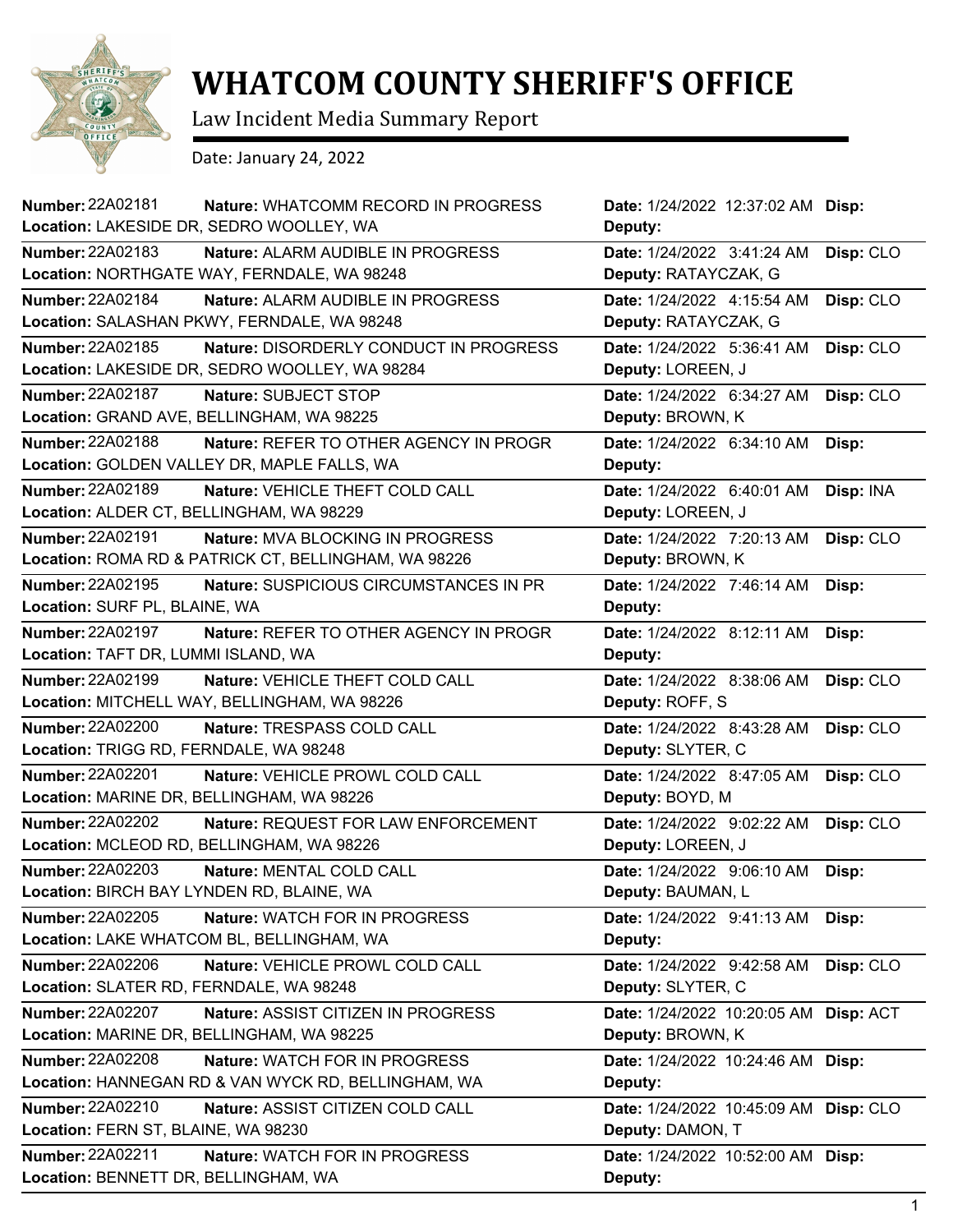# WHATCOM COUNTY SHERIFF'S OFFICE

Law Incident Media Summary Report

Date: January 24, 2022

| Number | Nature | Location | Date | Deputy | Disp |
|---|---|---|---|---|---|
| 22A02181 | WHATCOMM RECORD IN PROGRESS | LAKESIDE DR, SEDRO WOOLLEY, WA | 1/24/2022 12:37:02 AM | | |
| 22A02183 | ALARM AUDIBLE IN PROGRESS | NORTHGATE WAY, FERNDALE, WA 98248 | 1/24/2022 3:41:24 AM | RATAYCZAK, G | CLO |
| 22A02184 | ALARM AUDIBLE IN PROGRESS | SALASHAN PKWY, FERNDALE, WA 98248 | 1/24/2022 4:15:54 AM | RATAYCZAK, G | CLO |
| 22A02185 | DISORDERLY CONDUCT IN PROGRESS | LAKESIDE DR, SEDRO WOOLLEY, WA 98284 | 1/24/2022 5:36:41 AM | LOREEN, J | CLO |
| 22A02187 | SUBJECT STOP | GRAND AVE, BELLINGHAM, WA 98225 | 1/24/2022 6:34:27 AM | BROWN, K | CLO |
| 22A02188 | REFER TO OTHER AGENCY IN PROGR | GOLDEN VALLEY DR, MAPLE FALLS, WA | 1/24/2022 6:34:10 AM | | |
| 22A02189 | VEHICLE THEFT COLD CALL | ALDER CT, BELLINGHAM, WA 98229 | 1/24/2022 6:40:01 AM | LOREEN, J | INA |
| 22A02191 | MVA BLOCKING IN PROGRESS | ROMA RD & PATRICK CT, BELLINGHAM, WA 98226 | 1/24/2022 7:20:13 AM | BROWN, K | CLO |
| 22A02195 | SUSPICIOUS CIRCUMSTANCES IN PR | SURF PL, BLAINE, WA | 1/24/2022 7:46:14 AM | | |
| 22A02197 | REFER TO OTHER AGENCY IN PROGR | TAFT DR, LUMMI ISLAND, WA | 1/24/2022 8:12:11 AM | | |
| 22A02199 | VEHICLE THEFT COLD CALL | MITCHELL WAY, BELLINGHAM, WA 98226 | 1/24/2022 8:38:06 AM | ROFF, S | CLO |
| 22A02200 | TRESPASS COLD CALL | TRIGG RD, FERNDALE, WA 98248 | 1/24/2022 8:43:28 AM | SLYTER, C | CLO |
| 22A02201 | VEHICLE PROWL COLD CALL | MARINE DR, BELLINGHAM, WA 98226 | 1/24/2022 8:47:05 AM | BOYD, M | CLO |
| 22A02202 | REQUEST FOR LAW ENFORCEMENT | MCLEOD RD, BELLINGHAM, WA 98226 | 1/24/2022 9:02:22 AM | LOREEN, J | CLO |
| 22A02203 | MENTAL COLD CALL | BIRCH BAY LYNDEN RD, BLAINE, WA | 1/24/2022 9:06:10 AM | BAUMAN, L | |
| 22A02205 | WATCH FOR IN PROGRESS | LAKE WHATCOM BL, BELLINGHAM, WA | 1/24/2022 9:41:13 AM | | |
| 22A02206 | VEHICLE PROWL COLD CALL | SLATER RD, FERNDALE, WA 98248 | 1/24/2022 9:42:58 AM | SLYTER, C | CLO |
| 22A02207 | ASSIST CITIZEN IN PROGRESS | MARINE DR, BELLINGHAM, WA 98225 | 1/24/2022 10:20:05 AM | BROWN, K | ACT |
| 22A02208 | WATCH FOR IN PROGRESS | HANNEGAN RD & VAN WYCK RD, BELLINGHAM, WA | 1/24/2022 10:24:46 AM | | |
| 22A02210 | ASSIST CITIZEN COLD CALL | FERN ST, BLAINE, WA 98230 | 1/24/2022 10:45:09 AM | DAMON, T | CLO |
| 22A02211 | WATCH FOR IN PROGRESS | BENNETT DR, BELLINGHAM, WA | 1/24/2022 10:52:00 AM | | |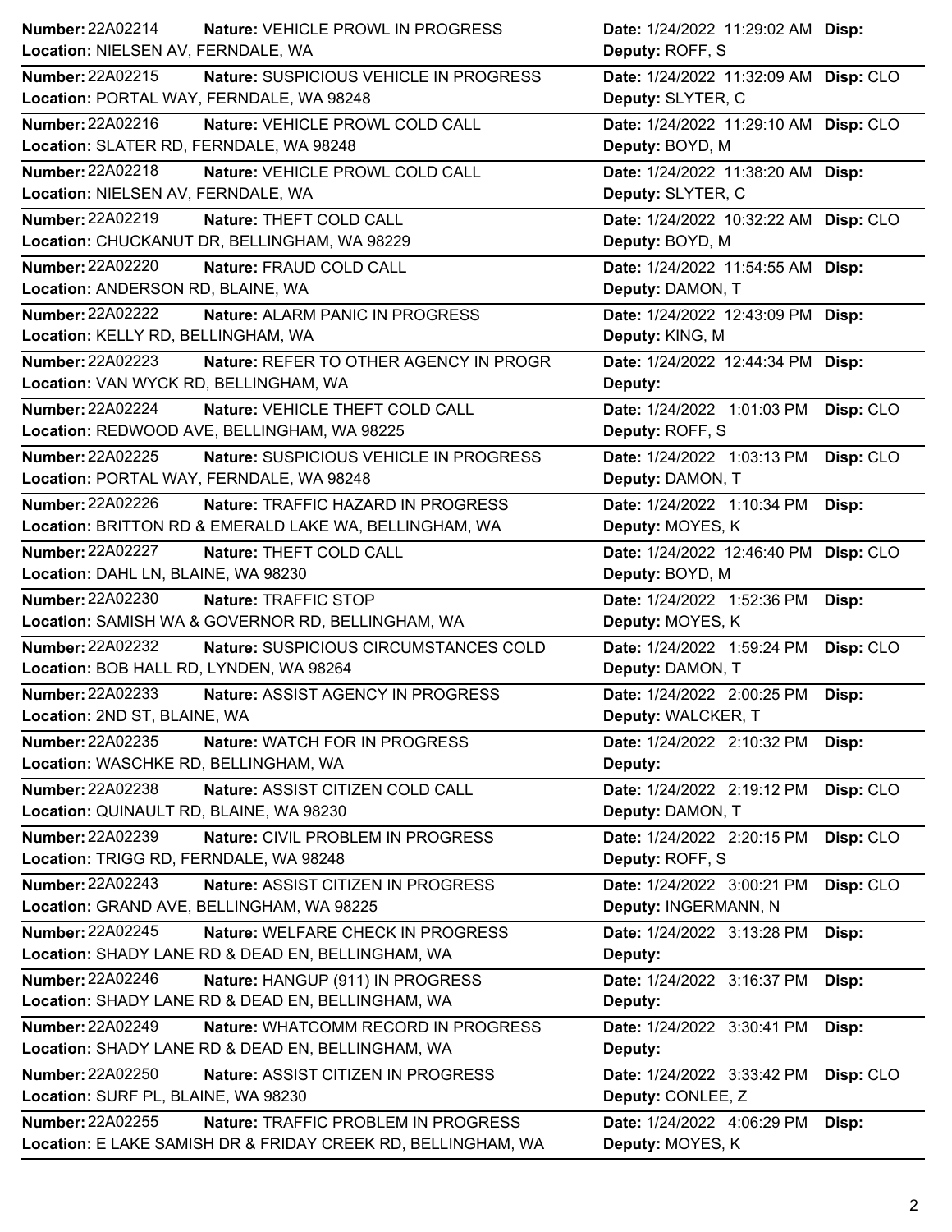| Number | Nature | Location | Date | Deputy | Disp |
|---|---|---|---|---|---|
| 22A02214 | VEHICLE PROWL IN PROGRESS | NIELSEN AV, FERNDALE, WA | 1/24/2022 11:29:02 AM | ROFF, S | |
| 22A02215 | SUSPICIOUS VEHICLE IN PROGRESS | PORTAL WAY, FERNDALE, WA 98248 | 1/24/2022 11:32:09 AM | SLYTER, C | CLO |
| 22A02216 | VEHICLE PROWL COLD CALL | SLATER RD, FERNDALE, WA 98248 | 1/24/2022 11:29:10 AM | BOYD, M | CLO |
| 22A02218 | VEHICLE PROWL COLD CALL | NIELSEN AV, FERNDALE, WA | 1/24/2022 11:38:20 AM | SLYTER, C | |
| 22A02219 | THEFT COLD CALL | CHUCKANUT DR, BELLINGHAM, WA 98229 | 1/24/2022 10:32:22 AM | BOYD, M | CLO |
| 22A02220 | FRAUD COLD CALL | ANDERSON RD, BLAINE, WA | 1/24/2022 11:54:55 AM | DAMON, T | |
| 22A02222 | ALARM PANIC IN PROGRESS | KELLY RD, BELLINGHAM, WA | 1/24/2022 12:43:09 PM | KING, M | |
| 22A02223 | REFER TO OTHER AGENCY IN PROGR | VAN WYCK RD, BELLINGHAM, WA | 1/24/2022 12:44:34 PM | | |
| 22A02224 | VEHICLE THEFT COLD CALL | REDWOOD AVE, BELLINGHAM, WA 98225 | 1/24/2022 1:01:03 PM | ROFF, S | CLO |
| 22A02225 | SUSPICIOUS VEHICLE IN PROGRESS | PORTAL WAY, FERNDALE, WA 98248 | 1/24/2022 1:03:13 PM | DAMON, T | CLO |
| 22A02226 | TRAFFIC HAZARD IN PROGRESS | BRITTON RD & EMERALD LAKE WA, BELLINGHAM, WA | 1/24/2022 1:10:34 PM | MOYES, K | |
| 22A02227 | THEFT COLD CALL | DAHL LN, BLAINE, WA 98230 | 1/24/2022 12:46:40 PM | BOYD, M | CLO |
| 22A02230 | TRAFFIC STOP | SAMISH WA & GOVERNOR RD, BELLINGHAM, WA | 1/24/2022 1:52:36 PM | MOYES, K | |
| 22A02232 | SUSPICIOUS CIRCUMSTANCES COLD | BOB HALL RD, LYNDEN, WA 98264 | 1/24/2022 1:59:24 PM | DAMON, T | CLO |
| 22A02233 | ASSIST AGENCY IN PROGRESS | 2ND ST, BLAINE, WA | 1/24/2022 2:00:25 PM | WALCKER, T | |
| 22A02235 | WATCH FOR IN PROGRESS | WASCHKE RD, BELLINGHAM, WA | 1/24/2022 2:10:32 PM | | |
| 22A02238 | ASSIST CITIZEN COLD CALL | QUINAULT RD, BLAINE, WA 98230 | 1/24/2022 2:19:12 PM | DAMON, T | CLO |
| 22A02239 | CIVIL PROBLEM IN PROGRESS | TRIGG RD, FERNDALE, WA 98248 | 1/24/2022 2:20:15 PM | ROFF, S | CLO |
| 22A02243 | ASSIST CITIZEN IN PROGRESS | GRAND AVE, BELLINGHAM, WA 98225 | 1/24/2022 3:00:21 PM | INGERMANN, N | CLO |
| 22A02245 | WELFARE CHECK IN PROGRESS | SHADY LANE RD & DEAD EN, BELLINGHAM, WA | 1/24/2022 3:13:28 PM | | |
| 22A02246 | HANGUP (911) IN PROGRESS | SHADY LANE RD & DEAD EN, BELLINGHAM, WA | 1/24/2022 3:16:37 PM | | |
| 22A02249 | WHATCOMM RECORD IN PROGRESS | SHADY LANE RD & DEAD EN, BELLINGHAM, WA | 1/24/2022 3:30:41 PM | | |
| 22A02250 | ASSIST CITIZEN IN PROGRESS | SURF PL, BLAINE, WA 98230 | 1/24/2022 3:33:42 PM | CONLEE, Z | CLO |
| 22A02255 | TRAFFIC PROBLEM IN PROGRESS | E LAKE SAMISH DR & FRIDAY CREEK RD, BELLINGHAM, WA | 1/24/2022 4:06:29 PM | MOYES, K | |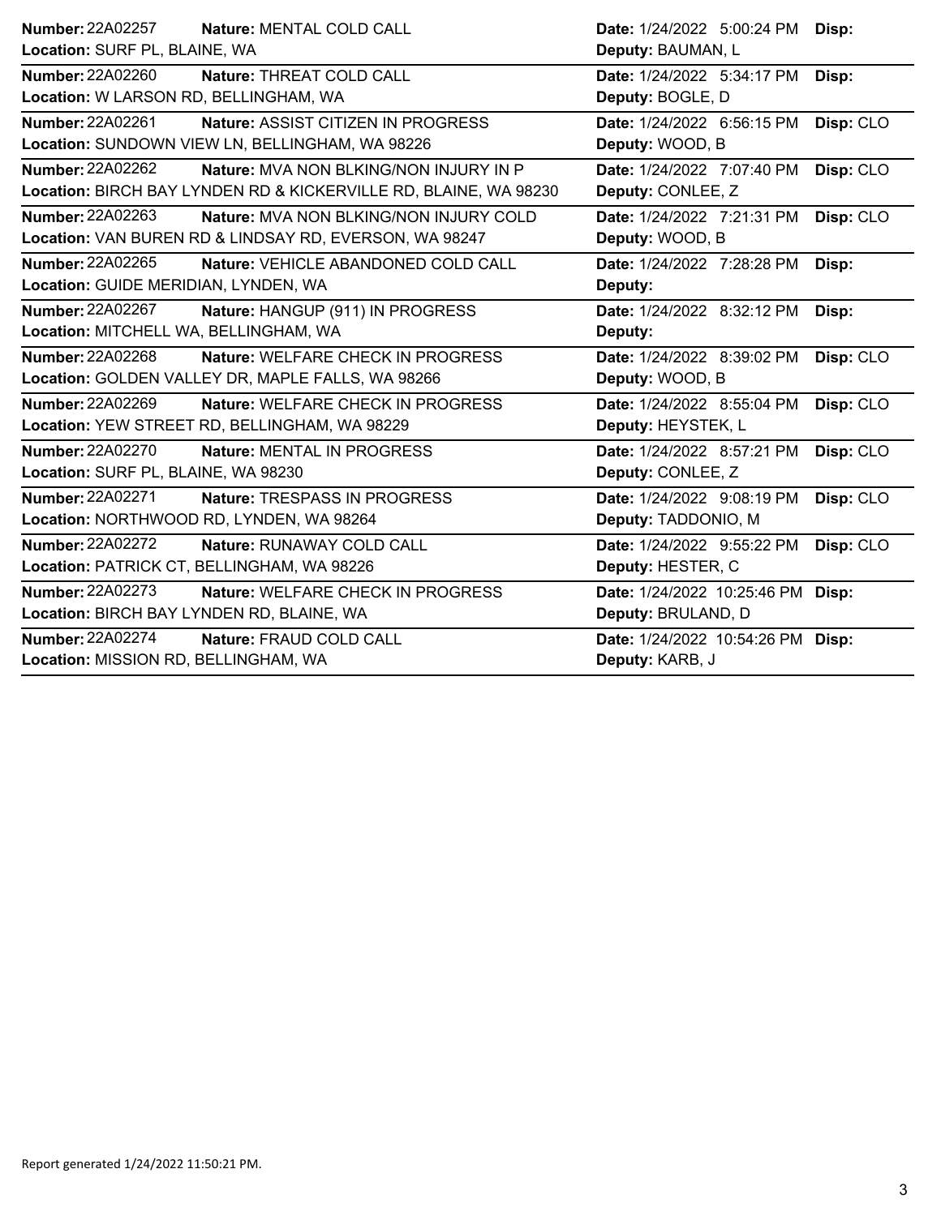**Number:** 22A02257 **Nature:** MENTAL COLD CALL **Date:** 1/24/2022 5:00:24 PM **Disp:**
**Location:** SURF PL, BLAINE, WA **Deputy:** BAUMAN, L

**Number:** 22A02260 **Nature:** THREAT COLD CALL **Date:** 1/24/2022 5:34:17 PM **Disp:**
**Location:** W LARSON RD, BELLINGHAM, WA **Deputy:** BOGLE, D

**Number:** 22A02261 **Nature:** ASSIST CITIZEN IN PROGRESS **Date:** 1/24/2022 6:56:15 PM **Disp:** CLO
**Location:** SUNDOWN VIEW LN, BELLINGHAM, WA 98226 **Deputy:** WOOD, B

**Number:** 22A02262 **Nature:** MVA NON BLKING/NON INJURY IN P **Date:** 1/24/2022 7:07:40 PM **Disp:** CLO
**Location:** BIRCH BAY LYNDEN RD & KICKERVILLE RD, BLAINE, WA 98230 **Deputy:** CONLEE, Z

**Number:** 22A02263 **Nature:** MVA NON BLKING/NON INJURY COLD **Date:** 1/24/2022 7:21:31 PM **Disp:** CLO
**Location:** VAN BUREN RD & LINDSAY RD, EVERSON, WA 98247 **Deputy:** WOOD, B

**Number:** 22A02265 **Nature:** VEHICLE ABANDONED COLD CALL **Date:** 1/24/2022 7:28:28 PM **Disp:**
**Location:** GUIDE MERIDIAN, LYNDEN, WA **Deputy:**

**Number:** 22A02267 **Nature:** HANGUP (911) IN PROGRESS **Date:** 1/24/2022 8:32:12 PM **Disp:**
**Location:** MITCHELL WA, BELLINGHAM, WA **Deputy:**

**Number:** 22A02268 **Nature:** WELFARE CHECK IN PROGRESS **Date:** 1/24/2022 8:39:02 PM **Disp:** CLO
**Location:** GOLDEN VALLEY DR, MAPLE FALLS, WA 98266 **Deputy:** WOOD, B

**Number:** 22A02269 **Nature:** WELFARE CHECK IN PROGRESS **Date:** 1/24/2022 8:55:04 PM **Disp:** CLO
**Location:** YEW STREET RD, BELLINGHAM, WA 98229 **Deputy:** HEYSTEK, L

**Number:** 22A02270 **Nature:** MENTAL IN PROGRESS **Date:** 1/24/2022 8:57:21 PM **Disp:** CLO
**Location:** SURF PL, BLAINE, WA 98230 **Deputy:** CONLEE, Z

**Number:** 22A02271 **Nature:** TRESPASS IN PROGRESS **Date:** 1/24/2022 9:08:19 PM **Disp:** CLO
**Location:** NORTHWOOD RD, LYNDEN, WA 98264 **Deputy:** TADDONIO, M

**Number:** 22A02272 **Nature:** RUNAWAY COLD CALL **Date:** 1/24/2022 9:55:22 PM **Disp:** CLO
**Location:** PATRICK CT, BELLINGHAM, WA 98226 **Deputy:** HESTER, C

**Number:** 22A02273 **Nature:** WELFARE CHECK IN PROGRESS **Date:** 1/24/2022 10:25:46 PM **Disp:**
**Location:** BIRCH BAY LYNDEN RD, BLAINE, WA **Deputy:** BRULAND, D

**Number:** 22A02274 **Nature:** FRAUD COLD CALL **Date:** 1/24/2022 10:54:26 PM **Disp:**
**Location:** MISSION RD, BELLINGHAM, WA **Deputy:** KARB, J

Report generated 1/24/2022 11:50:21 PM.